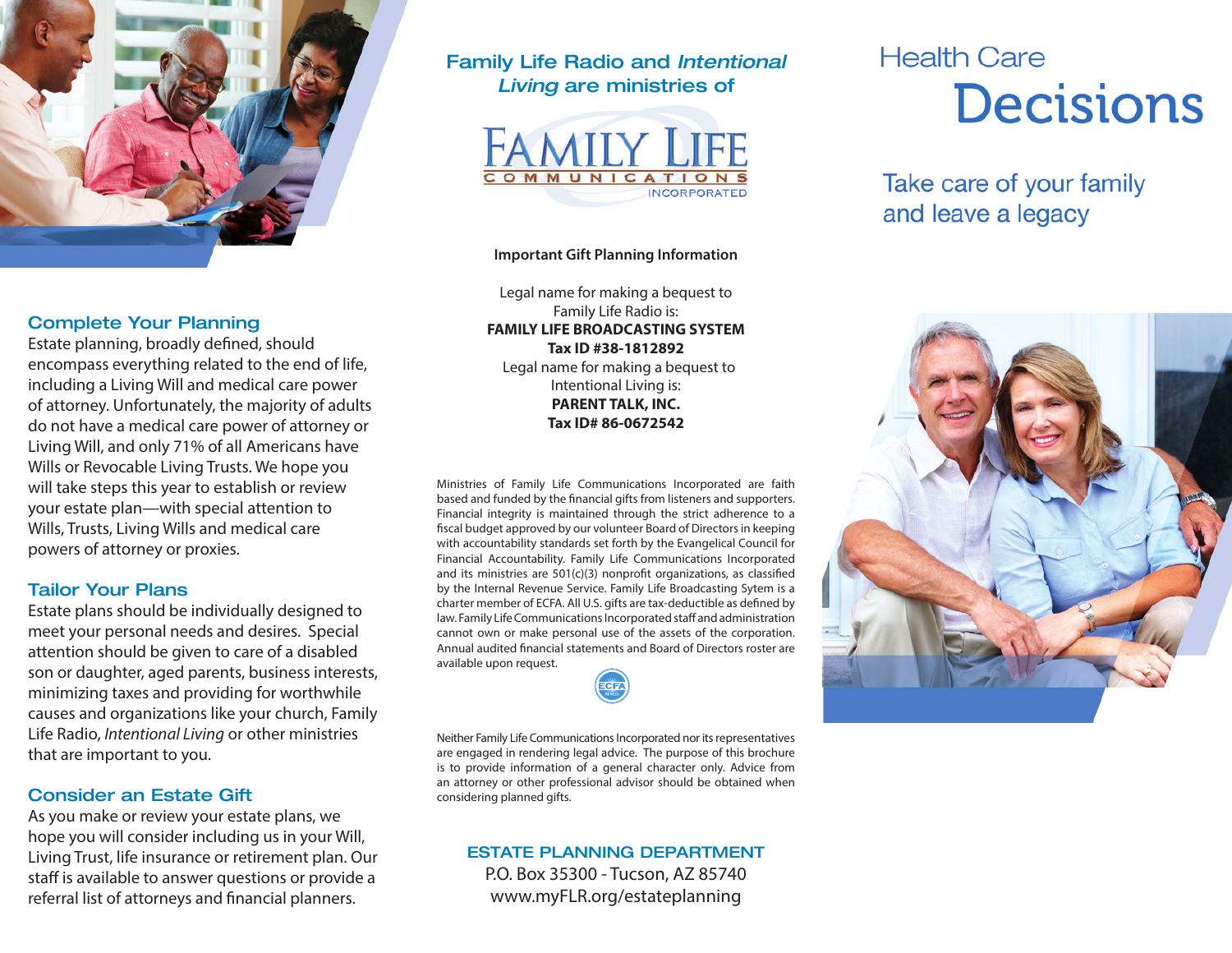## Complete Your Planning

Estate planning, broadly defined, should encompass everything related to the end of life, including a Living Will and medical care power of attorney. Unfortunately, the majority of adults do not have a medical care power of attorney or Living Will, and only 71% of all Americans have Wills or Revocable Living Trusts. We hope you will take steps this year to establish or review your estate plan—with special attention to Wills, Trusts, Living Wills and medical care powers of attorney or proxies.

## Tailor Your Plans

Estate plans should be individually designed to meet your personal needs and desires. Special attention should be given to care of a disabled son or daughter, aged parents, business interests, minimizing taxes and providing for worthwhile causes and organizations like your church, Family Life Radio, *Intentional Living* or other ministries that are important to you.

## Consider an Estate Gift

As you make or review your estate plans, we hope you will consider including us in your Will, Living Trust, life insurance or retirement plan. Our staff is available to answer questions or provide a referral list of attorneys and financial planners.

Family Life Radio and *Intentional Living* are ministries of

FAMILY LIFE COMMUNICATIONS INCORPORATED

**Important Gift Planning Information**

Legal name for making a bequest to Family Life Radio is:
**FAMILY LIFE BROADCASTING SYSTEM**
**Tax ID #38-1812892**
Legal name for making a bequest to Intentional Living is:
**PARENT TALK, INC.**
**Tax ID# 86-0672542**

Ministries of Family Life Communications Incorporated are faith based and funded by the financial gifts from listeners and supporters. Financial integrity is maintained through the strict adherence to a fiscal budget approved by our volunteer Board of Directors in keeping with accountability standards set forth by the Evangelical Council for Financial Accountability. Family Life Communications Incorporated and its ministries are 501(c)(3) nonprofit organizations, as classified by the Internal Revenue Service. Family Life Broadcasting Sytem is a charter member of ECFA. All U.S. gifts are tax-deductible as defined by law. Family Life Communications Incorporated staff and administration cannot own or make personal use of the assets of the corporation. Annual audited financial statements and Board of Directors roster are available upon request.

Neither Family Life Communications Incorporated nor its representatives are engaged in rendering legal advice. The purpose of this brochure is to provide information of a general character only. Advice from an attorney or other professional advisor should be obtained when considering planned gifts.

**ESTATE PLANNING DEPARTMENT**
P.O. Box 35300 - Tucson, AZ 85740
www.myFLR.org/estateplanning

# Health Care Decisions

Take care of your family and leave a legacy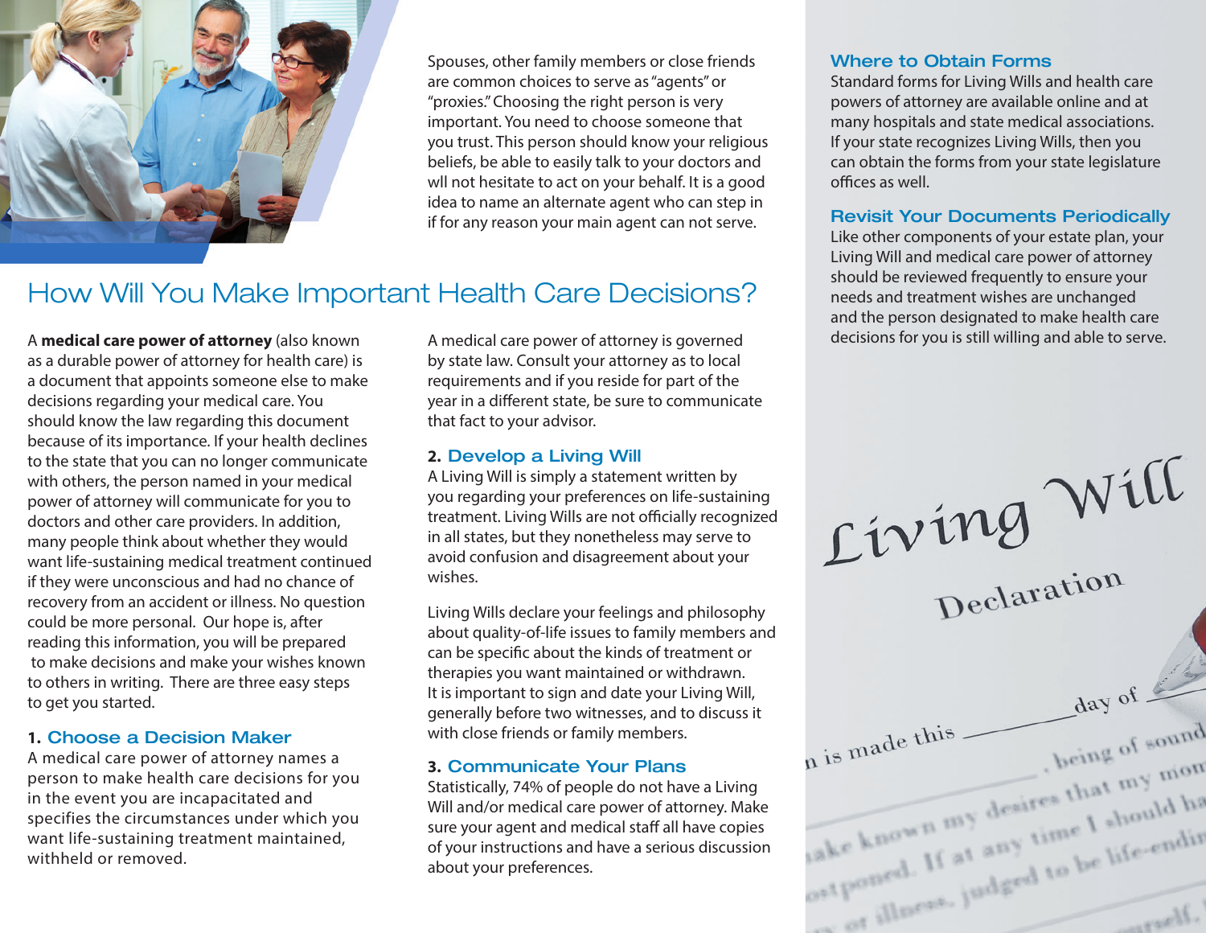Spouses, other family members or close friends are common choices to serve as "agents" or "proxies." Choosing the right person is very important. You need to choose someone that you trust. This person should know your religious beliefs, be able to easily talk to your doctors and wll not hesitate to act on your behalf. It is a good idea to name an alternate agent who can step in if for any reason your main agent can not serve.

# How Will You Make Important Health Care Decisions?

A **medical care power of attorney** (also known as a durable power of attorney for health care) is a document that appoints someone else to make decisions regarding your medical care. You should know the law regarding this document because of its importance. If your health declines to the state that you can no longer communicate with others, the person named in your medical power of attorney will communicate for you to doctors and other care providers. In addition, many people think about whether they would want life-sustaining medical treatment continued if they were unconscious and had no chance of recovery from an accident or illness. No question could be more personal. Our hope is, after reading this information, you will be prepared to make decisions and make your wishes known to others in writing. There are three easy steps to get you started.

## 1. Choose a Decision Maker

A medical care power of attorney names a person to make health care decisions for you in the event you are incapacitated and specifies the circumstances under which you want life-sustaining treatment maintained, withheld or removed.

A medical care power of attorney is governed by state law. Consult your attorney as to local requirements and if you reside for part of the year in a different state, be sure to communicate that fact to your advisor.

## 2. Develop a Living Will

A Living Will is simply a statement written by you regarding your preferences on life-sustaining treatment. Living Wills are not officially recognized in all states, but they nonetheless may serve to avoid confusion and disagreement about your wishes.

Living Wills declare your feelings and philosophy about quality-of-life issues to family members and can be specific about the kinds of treatment or therapies you want maintained or withdrawn. It is important to sign and date your Living Will, generally before two witnesses, and to discuss it with close friends or family members.

## 3. Communicate Your Plans

Statistically, 74% of people do not have a Living Will and/or medical care power of attorney. Make sure your agent and medical staff all have copies of your instructions and have a serious discussion about your preferences.

## Where to Obtain Forms

Standard forms for Living Wills and health care powers of attorney are available online and at many hospitals and state medical associations. If your state recognizes Living Wills, then you can obtain the forms from your state legislature offices as well.

## Revisit Your Documents Periodically

Like other components of your estate plan, your Living Will and medical care power of attorney should be reviewed frequently to ensure your needs and treatment wishes are unchanged and the person designated to make health care decisions for you is still willing and able to serve.